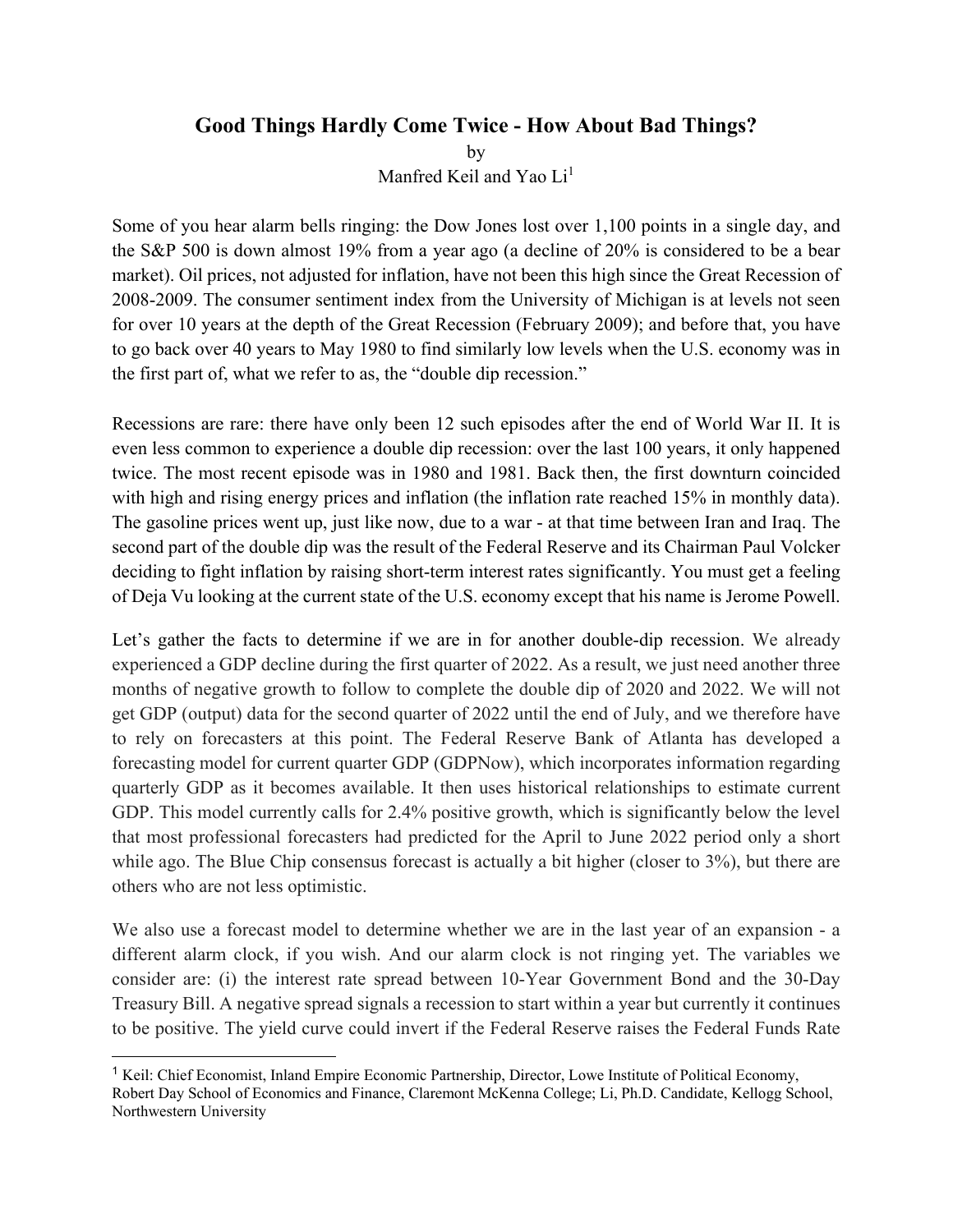# Good Things Hardly Come Twice - How About Bad Things?

by

Manfred Keil and Yao Li[1]

Some of you hear alarm bells ringing: the Dow Jones lost over 1,100 points in a single day, and the S&P 500 is down almost 19% from a year ago (a decline of 20% is considered to be a bear market). Oil prices, not adjusted for inflation, have not been this high since the Great Recession of 2008-2009. The consumer sentiment index from the University of Michigan is at levels not seen for over 10 years at the depth of the Great Recession (February 2009); and before that, you have to go back over 40 years to May 1980 to find similarly low levels when the U.S. economy was in the first part of, what we refer to as, the "double dip recession."

Recessions are rare: there have only been 12 such episodes after the end of World War II. It is even less common to experience a double dip recession: over the last 100 years, it only happened twice. The most recent episode was in 1980 and 1981. Back then, the first downturn coincided with high and rising energy prices and inflation (the inflation rate reached 15% in monthly data). The gasoline prices went up, just like now, due to a war - at that time between Iran and Iraq. The second part of the double dip was the result of the Federal Reserve and its Chairman Paul Volcker deciding to fight inflation by raising short-term interest rates significantly. You must get a feeling of Deja Vu looking at the current state of the U.S. economy except that his name is Jerome Powell.

Let's gather the facts to determine if we are in for another double-dip recession. We already experienced a GDP decline during the first quarter of 2022. As a result, we just need another three months of negative growth to follow to complete the double dip of 2020 and 2022. We will not get GDP (output) data for the second quarter of 2022 until the end of July, and we therefore have to rely on forecasters at this point. The Federal Reserve Bank of Atlanta has developed a forecasting model for current quarter GDP (GDPNow), which incorporates information regarding quarterly GDP as it becomes available. It then uses historical relationships to estimate current GDP. This model currently calls for 2.4% positive growth, which is significantly below the level that most professional forecasters had predicted for the April to June 2022 period only a short while ago. The Blue Chip consensus forecast is actually a bit higher (closer to 3%), but there are others who are not less optimistic.

We also use a forecast model to determine whether we are in the last year of an expansion - a different alarm clock, if you wish. And our alarm clock is not ringing yet. The variables we consider are: (i) the interest rate spread between 10-Year Government Bond and the 30-Day Treasury Bill. A negative spread signals a recession to start within a year but currently it continues to be positive. The yield curve could invert if the Federal Reserve raises the Federal Funds Rate

---

[1] Keil: Chief Economist, Inland Empire Economic Partnership, Director, Lowe Institute of Political Economy, Robert Day School of Economics and Finance, Claremont McKenna College; Li, Ph.D. Candidate, Kellogg School, Northwestern University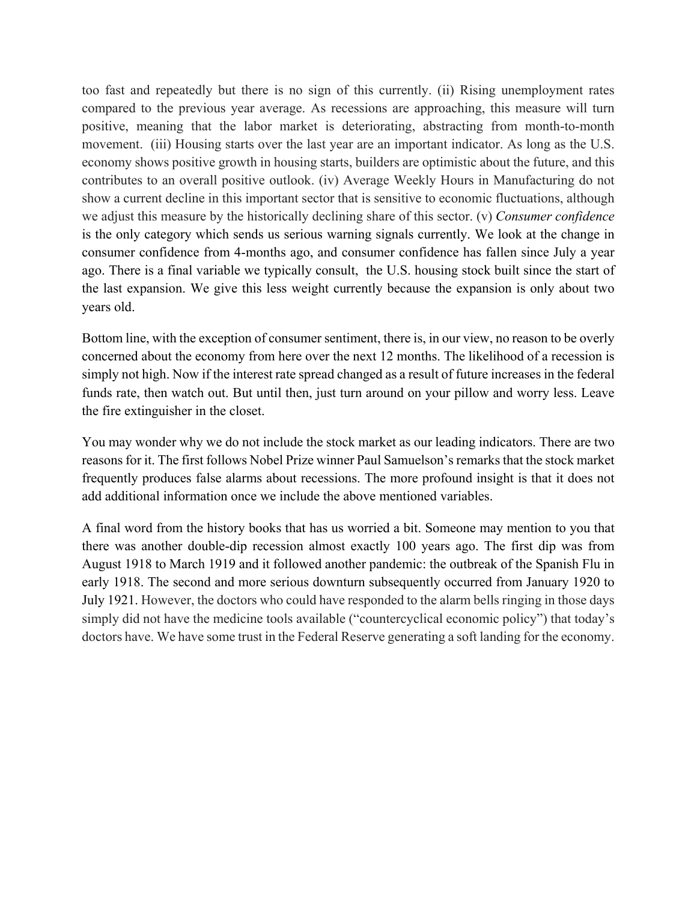too fast and repeatedly but there is no sign of this currently. (ii) Rising unemployment rates compared to the previous year average. As recessions are approaching, this measure will turn positive, meaning that the labor market is deteriorating, abstracting from month-to-month movement. (iii) Housing starts over the last year are an important indicator. As long as the U.S. economy shows positive growth in housing starts, builders are optimistic about the future, and this contributes to an overall positive outlook. (iv) Average Weekly Hours in Manufacturing do not show a current decline in this important sector that is sensitive to economic fluctuations, although we adjust this measure by the historically declining share of this sector. (v) *Consumer confidence* is the only category which sends us serious warning signals currently. We look at the change in consumer confidence from 4-months ago, and consumer confidence has fallen since July a year ago. There is a final variable we typically consult, the U.S. housing stock built since the start of the last expansion. We give this less weight currently because the expansion is only about two years old.

Bottom line, with the exception of consumer sentiment, there is, in our view, no reason to be overly concerned about the economy from here over the next 12 months. The likelihood of a recession is simply not high. Now if the interest rate spread changed as a result of future increases in the federal funds rate, then watch out. But until then, just turn around on your pillow and worry less. Leave the fire extinguisher in the closet.

You may wonder why we do not include the stock market as our leading indicators. There are two reasons for it. The first follows Nobel Prize winner Paul Samuelson's remarks that the stock market frequently produces false alarms about recessions. The more profound insight is that it does not add additional information once we include the above mentioned variables.

A final word from the history books that has us worried a bit. Someone may mention to you that there was another double-dip recession almost exactly 100 years ago. The first dip was from August 1918 to March 1919 and it followed another pandemic: the outbreak of the Spanish Flu in early 1918. The second and more serious downturn subsequently occurred from January 1920 to July 1921. However, the doctors who could have responded to the alarm bells ringing in those days simply did not have the medicine tools available ("countercyclical economic policy") that today's doctors have. We have some trust in the Federal Reserve generating a soft landing for the economy.